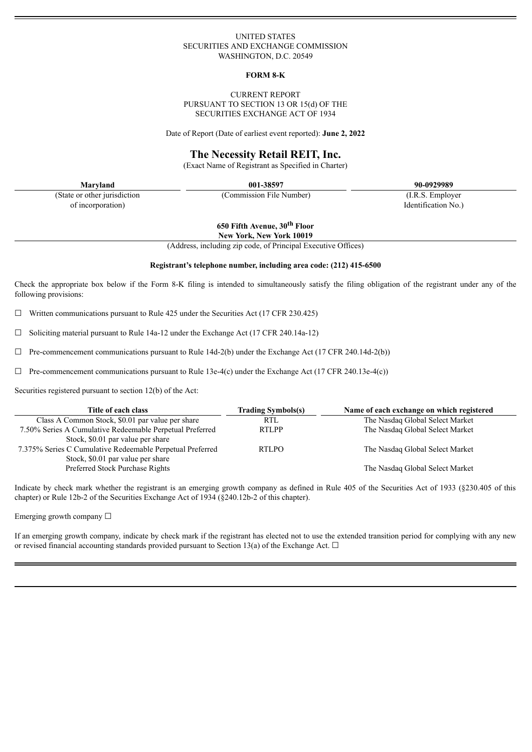UNITED STATES
SECURITIES AND EXCHANGE COMMISSION
WASHINGTON, D.C. 20549

**FORM 8-K**

CURRENT REPORT
PURSUANT TO SECTION 13 OR 15(d) OF THE
SECURITIES EXCHANGE ACT OF 1934

Date of Report (Date of earliest event reported): **June 2, 2022**

# The Necessity Retail REIT, Inc.

(Exact Name of Registrant as Specified in Charter)

| **Maryland** | **001-38597** | **90-0929989** |
|---|---|---|
| (State or other jurisdiction of incorporation) | (Commission File Number) | (I.R.S. Employer Identification No.) |

**650 Fifth Avenue, 30th Floor**
**New York, New York 10019**
(Address, including zip code, of Principal Executive Offices)

**Registrant's telephone number, including area code: (212) 415-6500**

Check the appropriate box below if the Form 8-K filing is intended to simultaneously satisfy the filing obligation of the registrant under any of the following provisions:

☐ Written communications pursuant to Rule 425 under the Securities Act (17 CFR 230.425)

☐ Soliciting material pursuant to Rule 14a-12 under the Exchange Act (17 CFR 240.14a-12)

☐ Pre-commencement communications pursuant to Rule 14d-2(b) under the Exchange Act (17 CFR 240.14d-2(b))

☐ Pre-commencement communications pursuant to Rule 13e-4(c) under the Exchange Act (17 CFR 240.13e-4(c))

Securities registered pursuant to section 12(b) of the Act:

| Title of each class | Trading Symbols(s) | Name of each exchange on which registered |
|---|---|---|
| Class A Common Stock, $0.01 par value per share | RTL | The Nasdaq Global Select Market |
| 7.50% Series A Cumulative Redeemable Perpetual Preferred Stock, $0.01 par value per share | RTLPP | The Nasdaq Global Select Market |
| 7.375% Series C Cumulative Redeemable Perpetual Preferred Stock, $0.01 par value per share | RTLPO | The Nasdaq Global Select Market |
| Preferred Stock Purchase Rights | | The Nasdaq Global Select Market |

Indicate by check mark whether the registrant is an emerging growth company as defined in Rule 405 of the Securities Act of 1933 (§230.405 of this chapter) or Rule 12b-2 of the Securities Exchange Act of 1934 (§240.12b-2 of this chapter).

Emerging growth company ☐

If an emerging growth company, indicate by check mark if the registrant has elected not to use the extended transition period for complying with any new or revised financial accounting standards provided pursuant to Section 13(a) of the Exchange Act. ☐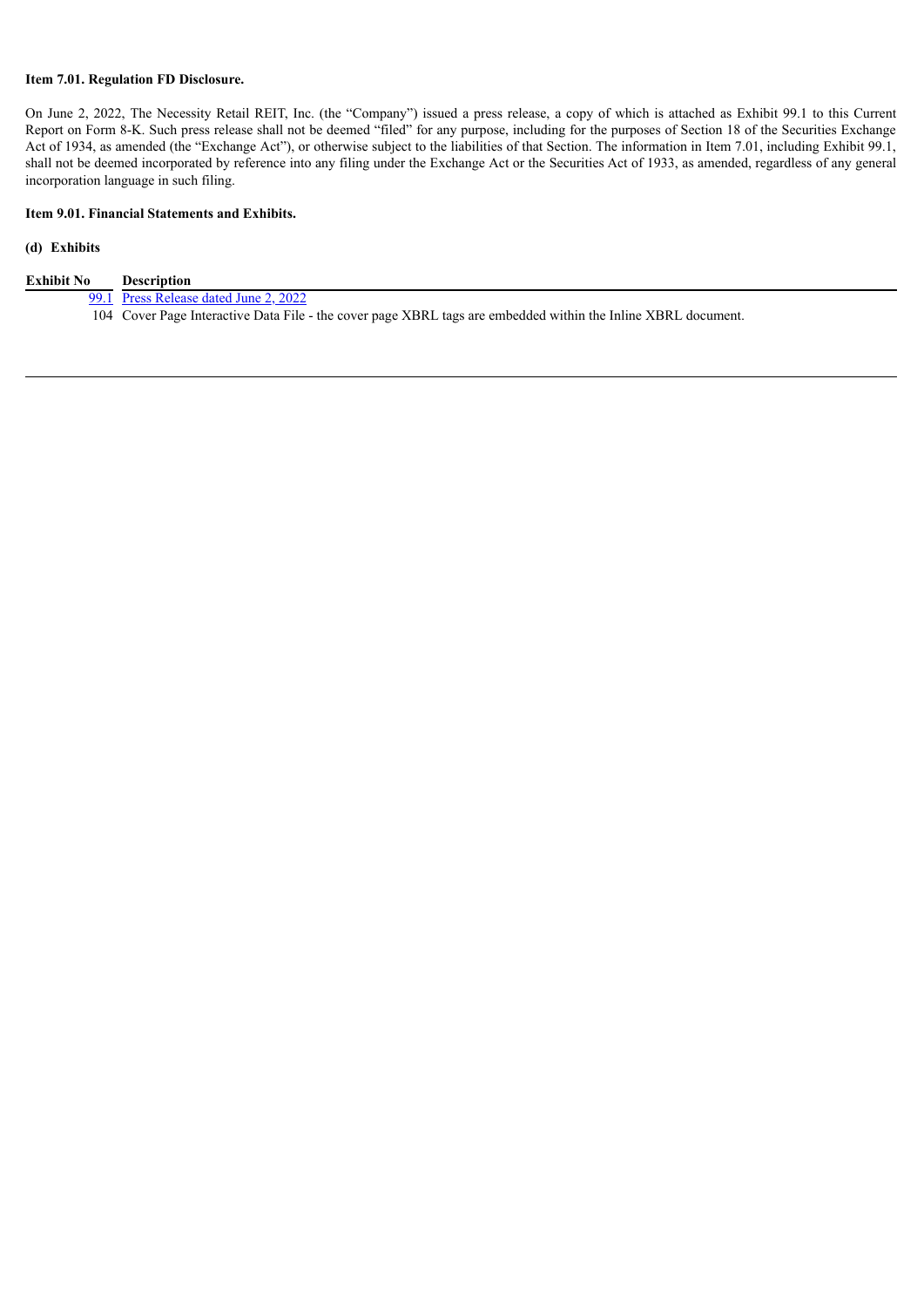**Item 7.01. Regulation FD Disclosure.**

On June 2, 2022, The Necessity Retail REIT, Inc. (the "Company") issued a press release, a copy of which is attached as Exhibit 99.1 to this Current Report on Form 8-K. Such press release shall not be deemed "filed" for any purpose, including for the purposes of Section 18 of the Securities Exchange Act of 1934, as amended (the "Exchange Act"), or otherwise subject to the liabilities of that Section. The information in Item 7.01, including Exhibit 99.1, shall not be deemed incorporated by reference into any filing under the Exchange Act or the Securities Act of 1933, as amended, regardless of any general incorporation language in such filing.

**Item 9.01. Financial Statements and Exhibits.**

**(d) Exhibits**

| Exhibit No | Description |
|---|---|
| 99.1 | Press Release dated June 2, 2022 |
| 104 | Cover Page Interactive Data File - the cover page XBRL tags are embedded within the Inline XBRL document. |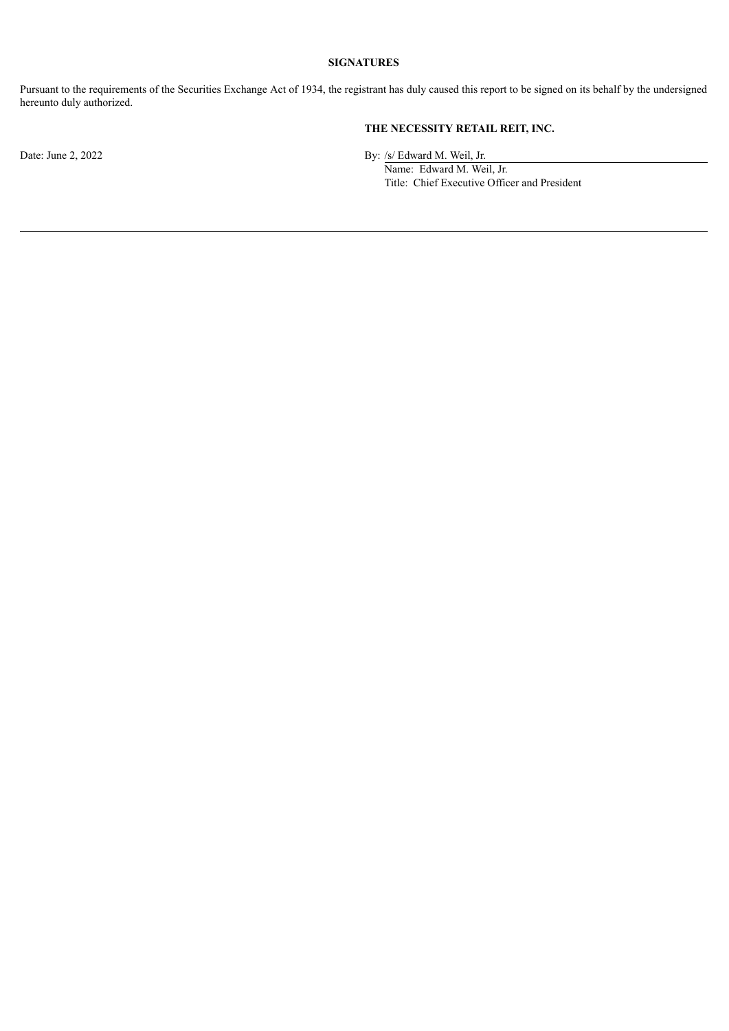**SIGNATURES**

Pursuant to the requirements of the Securities Exchange Act of 1934, the registrant has duly caused this report to be signed on its behalf by the undersigned hereunto duly authorized.

**THE NECESSITY RETAIL REIT, INC.**

Date: June 2, 2022

By: /s/ Edward M. Weil, Jr.
Name: Edward M. Weil, Jr.
Title: Chief Executive Officer and President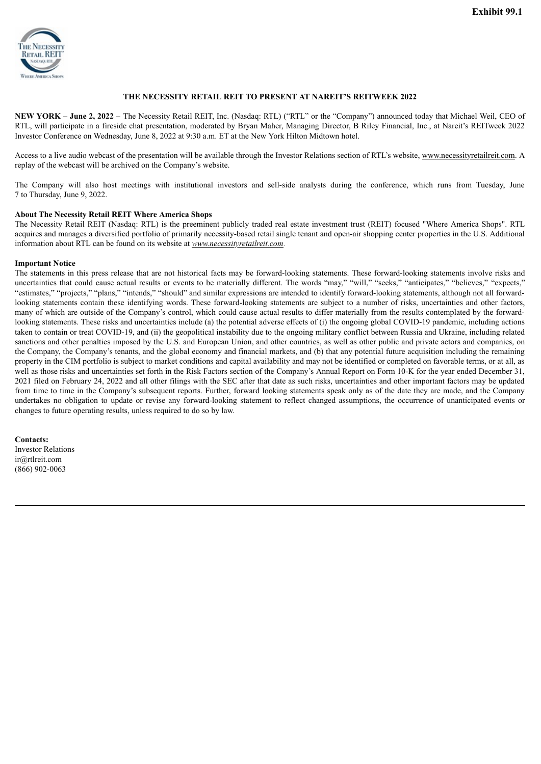**Exhibit 99.1**

# THE NECESSITY RETAIL REIT TO PRESENT AT NAREIT'S REITWEEK 2022

**NEW YORK – June 2, 2022 –** The Necessity Retail REIT, Inc. (Nasdaq: RTL) ("RTL" or the "Company") announced today that Michael Weil, CEO of RTL, will participate in a fireside chat presentation, moderated by Bryan Maher, Managing Director, B Riley Financial, Inc., at Nareit's REITweek 2022 Investor Conference on Wednesday, June 8, 2022 at 9:30 a.m. ET at the New York Hilton Midtown hotel.

Access to a live audio webcast of the presentation will be available through the Investor Relations section of RTL's website, www.necessityretailreit.com. A replay of the webcast will be archived on the Company's website.

The Company will also host meetings with institutional investors and sell-side analysts during the conference, which runs from Tuesday, June 7 to Thursday, June 9, 2022.

**About The Necessity Retail REIT Where America Shops**

The Necessity Retail REIT (Nasdaq: RTL) is the preeminent publicly traded real estate investment trust (REIT) focused "Where America Shops". RTL acquires and manages a diversified portfolio of primarily necessity-based retail single tenant and open-air shopping center properties in the U.S. Additional information about RTL can be found on its website at *www.necessityretailreit.com*.

**Important Notice**

The statements in this press release that are not historical facts may be forward-looking statements. These forward-looking statements involve risks and uncertainties that could cause actual results or events to be materially different. The words "may," "will," "seeks," "anticipates," "believes," "expects," "estimates," "projects," "plans," "intends," "should" and similar expressions are intended to identify forward-looking statements, although not all forward-looking statements contain these identifying words. These forward-looking statements are subject to a number of risks, uncertainties and other factors, many of which are outside of the Company's control, which could cause actual results to differ materially from the results contemplated by the forward-looking statements. These risks and uncertainties include (a) the potential adverse effects of (i) the ongoing global COVID-19 pandemic, including actions taken to contain or treat COVID-19, and (ii) the geopolitical instability due to the ongoing military conflict between Russia and Ukraine, including related sanctions and other penalties imposed by the U.S. and European Union, and other countries, as well as other public and private actors and companies, on the Company, the Company's tenants, and the global economy and financial markets, and (b) that any potential future acquisition including the remaining property in the CIM portfolio is subject to market conditions and capital availability and may not be identified or completed on favorable terms, or at all, as well as those risks and uncertainties set forth in the Risk Factors section of the Company's Annual Report on Form 10-K for the year ended December 31, 2021 filed on February 24, 2022 and all other filings with the SEC after that date as such risks, uncertainties and other important factors may be updated from time to time in the Company's subsequent reports. Further, forward looking statements speak only as of the date they are made, and the Company undertakes no obligation to update or revise any forward-looking statement to reflect changed assumptions, the occurrence of unanticipated events or changes to future operating results, unless required to do so by law.

**Contacts:**
Investor Relations
ir@rtlreit.com
(866) 902-0063